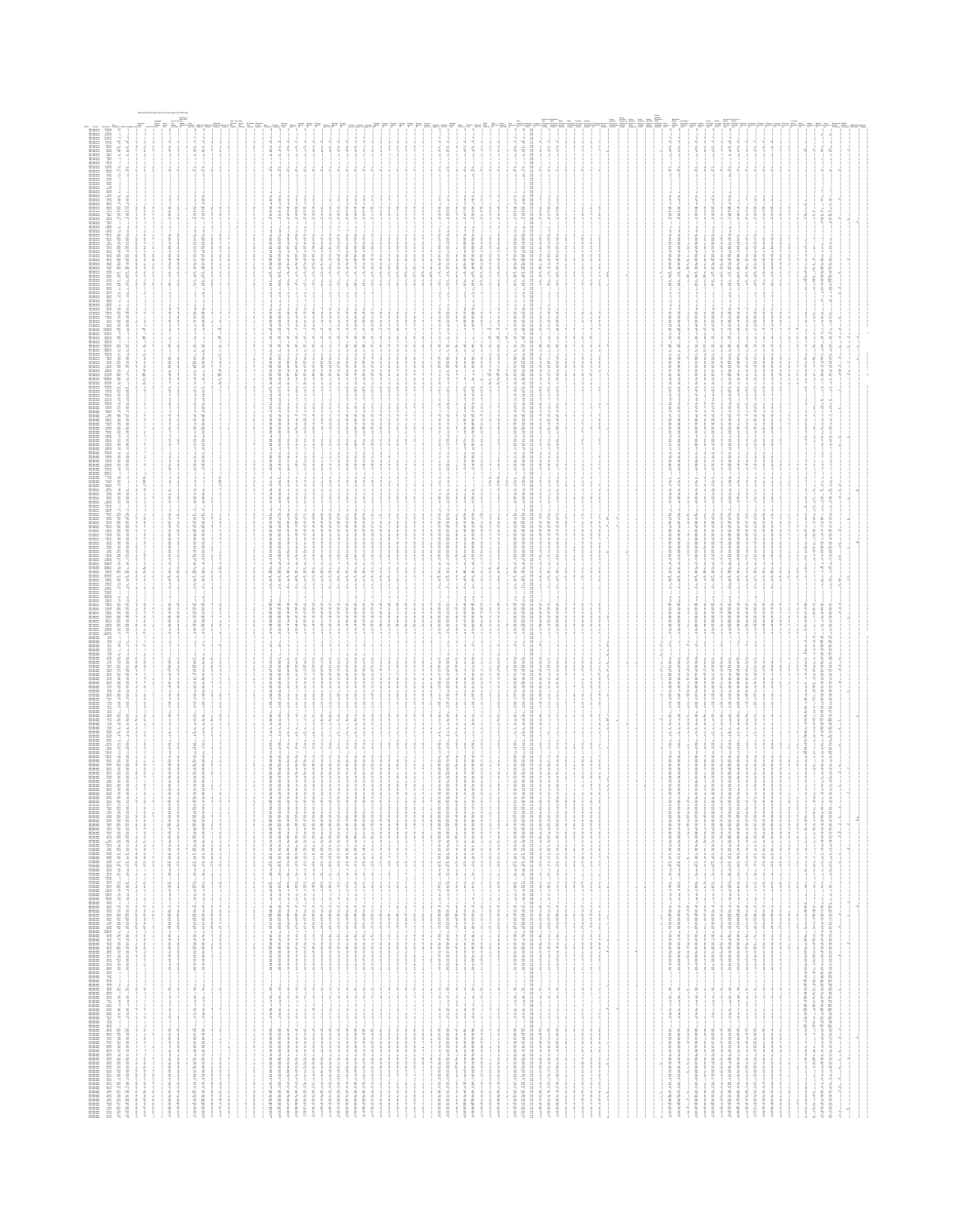|                                                                                                                        |  |                                                                                                                                                                                                                                 |                                                                                                                                                                                                              | $\Xi^-$ |                                                                                                                                                                                                                                  |                                                                                                                                                                                                                                                                                                                                                                                                                                                                                                                                                                                                                                                                                                                                                                                                                                                                                                          |                                                                                                 |  |  |                                                                                                     |                                                                                                                                                                                                        |                                                                                                                |                                                                                                                                                                                                                                  |                                                                                                                                                                                                                                                                                       |                                                                                                                 |                                                                                                                                                                                                                                      |  |           |                                                                                                                                                                                                                                        |  |                                                                                                                        |                                                                                                                                                                                                                     |                                                                                                            |                                                                                                  |                                                                                        |                                                                                                                                                                                                                                 |                                                                                                                                                                                                                                  |                                                                                               |                                                                                                      |                                                                                                                                                                                                                                  |        |                                                                                                                                                                                                                                                                                                                                                                                                                                                                                                                                                                                                                                           |  |  |                                                                                                                                                                                                                                 |                                                                                                                                                                                                                                  |                                                                                                      |                                                                                                                                                                                                                                  |                                                                                                                                                                                                                                   |  |                                                                                                                                                                                                                              |                                                                                                                                                                                                                                 |               |             |                                                                                                                                                                                                                                                                                                                                                                     |
|------------------------------------------------------------------------------------------------------------------------|--|---------------------------------------------------------------------------------------------------------------------------------------------------------------------------------------------------------------------------------|--------------------------------------------------------------------------------------------------------------------------------------------------------------------------------------------------------------|---------|----------------------------------------------------------------------------------------------------------------------------------------------------------------------------------------------------------------------------------|----------------------------------------------------------------------------------------------------------------------------------------------------------------------------------------------------------------------------------------------------------------------------------------------------------------------------------------------------------------------------------------------------------------------------------------------------------------------------------------------------------------------------------------------------------------------------------------------------------------------------------------------------------------------------------------------------------------------------------------------------------------------------------------------------------------------------------------------------------------------------------------------------------|-------------------------------------------------------------------------------------------------|--|--|-----------------------------------------------------------------------------------------------------|--------------------------------------------------------------------------------------------------------------------------------------------------------------------------------------------------------|----------------------------------------------------------------------------------------------------------------|----------------------------------------------------------------------------------------------------------------------------------------------------------------------------------------------------------------------------------|---------------------------------------------------------------------------------------------------------------------------------------------------------------------------------------------------------------------------------------------------------------------------------------|-----------------------------------------------------------------------------------------------------------------|--------------------------------------------------------------------------------------------------------------------------------------------------------------------------------------------------------------------------------------|--|-----------|----------------------------------------------------------------------------------------------------------------------------------------------------------------------------------------------------------------------------------------|--|------------------------------------------------------------------------------------------------------------------------|---------------------------------------------------------------------------------------------------------------------------------------------------------------------------------------------------------------------|------------------------------------------------------------------------------------------------------------|--------------------------------------------------------------------------------------------------|----------------------------------------------------------------------------------------|---------------------------------------------------------------------------------------------------------------------------------------------------------------------------------------------------------------------------------|----------------------------------------------------------------------------------------------------------------------------------------------------------------------------------------------------------------------------------|-----------------------------------------------------------------------------------------------|------------------------------------------------------------------------------------------------------|----------------------------------------------------------------------------------------------------------------------------------------------------------------------------------------------------------------------------------|--------|-------------------------------------------------------------------------------------------------------------------------------------------------------------------------------------------------------------------------------------------------------------------------------------------------------------------------------------------------------------------------------------------------------------------------------------------------------------------------------------------------------------------------------------------------------------------------------------------------------------------------------------------|--|--|---------------------------------------------------------------------------------------------------------------------------------------------------------------------------------------------------------------------------------|----------------------------------------------------------------------------------------------------------------------------------------------------------------------------------------------------------------------------------|------------------------------------------------------------------------------------------------------|----------------------------------------------------------------------------------------------------------------------------------------------------------------------------------------------------------------------------------|-----------------------------------------------------------------------------------------------------------------------------------------------------------------------------------------------------------------------------------|--|------------------------------------------------------------------------------------------------------------------------------------------------------------------------------------------------------------------------------|---------------------------------------------------------------------------------------------------------------------------------------------------------------------------------------------------------------------------------|---------------|-------------|---------------------------------------------------------------------------------------------------------------------------------------------------------------------------------------------------------------------------------------------------------------------------------------------------------------------------------------------------------------------|
|                                                                                                                        |  |                                                                                                                                                                                                                                 |                                                                                                                                                                                                              |         |                                                                                                                                                                                                                                  |                                                                                                                                                                                                                                                                                                                                                                                                                                                                                                                                                                                                                                                                                                                                                                                                                                                                                                          |                                                                                                 |  |  |                                                                                                     |                                                                                                                                                                                                        |                                                                                                                |                                                                                                                                                                                                                                  |                                                                                                                                                                                                                                                                                       |                                                                                                                 |                                                                                                                                                                                                                                      |  |           |                                                                                                                                                                                                                                        |  |                                                                                                                        |                                                                                                                                                                                                                     |                                                                                                            |                                                                                                  |                                                                                        |                                                                                                                                                                                                                                 |                                                                                                                                                                                                                                  |                                                                                               |                                                                                                      |                                                                                                                                                                                                                                  |        |                                                                                                                                                                                                                                                                                                                                                                                                                                                                                                                                                                                                                                           |  |  |                                                                                                                                                                                                                                 |                                                                                                                                                                                                                                  |                                                                                                      |                                                                                                                                                                                                                                  |                                                                                                                                                                                                                                   |  |                                                                                                                                                                                                                              |                                                                                                                                                                                                                                 |               |             |                                                                                                                                                                                                                                                                                                                                                                     |
|                                                                                                                        |  |                                                                                                                                                                                                                                 |                                                                                                                                                                                                              |         |                                                                                                                                                                                                                                  |                                                                                                                                                                                                                                                                                                                                                                                                                                                                                                                                                                                                                                                                                                                                                                                                                                                                                                          |                                                                                                 |  |  |                                                                                                     |                                                                                                                                                                                                        |                                                                                                                |                                                                                                                                                                                                                                  |                                                                                                                                                                                                                                                                                       |                                                                                                                 |                                                                                                                                                                                                                                      |  |           |                                                                                                                                                                                                                                        |  |                                                                                                                        |                                                                                                                                                                                                                     |                                                                                                            |                                                                                                  |                                                                                        |                                                                                                                                                                                                                                 |                                                                                                                                                                                                                                  |                                                                                               |                                                                                                      |                                                                                                                                                                                                                                  |        |                                                                                                                                                                                                                                                                                                                                                                                                                                                                                                                                                                                                                                           |  |  |                                                                                                                                                                                                                                 |                                                                                                                                                                                                                                  |                                                                                                      |                                                                                                                                                                                                                                  |                                                                                                                                                                                                                                   |  |                                                                                                                                                                                                                              |                                                                                                                                                                                                                                 |               |             |                                                                                                                                                                                                                                                                                                                                                                     |
|                                                                                                                        |  |                                                                                                                                                                                                                                 |                                                                                                                                                                                                              |         |                                                                                                                                                                                                                                  |                                                                                                                                                                                                                                                                                                                                                                                                                                                                                                                                                                                                                                                                                                                                                                                                                                                                                                          |                                                                                                 |  |  |                                                                                                     |                                                                                                                                                                                                        |                                                                                                                |                                                                                                                                                                                                                                  |                                                                                                                                                                                                                                                                                       |                                                                                                                 |                                                                                                                                                                                                                                      |  |           |                                                                                                                                                                                                                                        |  |                                                                                                                        |                                                                                                                                                                                                                     |                                                                                                            |                                                                                                  |                                                                                        |                                                                                                                                                                                                                                 |                                                                                                                                                                                                                                  |                                                                                               |                                                                                                      |                                                                                                                                                                                                                                  |        |                                                                                                                                                                                                                                                                                                                                                                                                                                                                                                                                                                                                                                           |  |  |                                                                                                                                                                                                                                 |                                                                                                                                                                                                                                  |                                                                                                      |                                                                                                                                                                                                                                  |                                                                                                                                                                                                                                   |  |                                                                                                                                                                                                                              |                                                                                                                                                                                                                                 |               |             |                                                                                                                                                                                                                                                                                                                                                                     |
|                                                                                                                        |  |                                                                                                                                                                                                                                 |                                                                                                                                                                                                              |         |                                                                                                                                                                                                                                  |                                                                                                                                                                                                                                                                                                                                                                                                                                                                                                                                                                                                                                                                                                                                                                                                                                                                                                          |                                                                                                 |  |  |                                                                                                     |                                                                                                                                                                                                        |                                                                                                                |                                                                                                                                                                                                                                  |                                                                                                                                                                                                                                                                                       |                                                                                                                 |                                                                                                                                                                                                                                      |  |           |                                                                                                                                                                                                                                        |  |                                                                                                                        |                                                                                                                                                                                                                     |                                                                                                            |                                                                                                  |                                                                                        |                                                                                                                                                                                                                                 |                                                                                                                                                                                                                                  |                                                                                               |                                                                                                      |                                                                                                                                                                                                                                  |        |                                                                                                                                                                                                                                                                                                                                                                                                                                                                                                                                                                                                                                           |  |  |                                                                                                                                                                                                                                 |                                                                                                                                                                                                                                  |                                                                                                      |                                                                                                                                                                                                                                  |                                                                                                                                                                                                                                   |  |                                                                                                                                                                                                                              |                                                                                                                                                                                                                                 |               |             |                                                                                                                                                                                                                                                                                                                                                                     |
|                                                                                                                        |  |                                                                                                                                                                                                                                 |                                                                                                                                                                                                              |         |                                                                                                                                                                                                                                  |                                                                                                                                                                                                                                                                                                                                                                                                                                                                                                                                                                                                                                                                                                                                                                                                                                                                                                          |                                                                                                 |  |  |                                                                                                     |                                                                                                                                                                                                        |                                                                                                                |                                                                                                                                                                                                                                  |                                                                                                                                                                                                                                                                                       |                                                                                                                 |                                                                                                                                                                                                                                      |  |           |                                                                                                                                                                                                                                        |  |                                                                                                                        |                                                                                                                                                                                                                     |                                                                                                            |                                                                                                  |                                                                                        |                                                                                                                                                                                                                                 |                                                                                                                                                                                                                                  |                                                                                               |                                                                                                      |                                                                                                                                                                                                                                  |        |                                                                                                                                                                                                                                                                                                                                                                                                                                                                                                                                                                                                                                           |  |  |                                                                                                                                                                                                                                 |                                                                                                                                                                                                                                  |                                                                                                      |                                                                                                                                                                                                                                  |                                                                                                                                                                                                                                   |  |                                                                                                                                                                                                                              |                                                                                                                                                                                                                                 |               |             |                                                                                                                                                                                                                                                                                                                                                                     |
|                                                                                                                        |  |                                                                                                                                                                                                                                 |                                                                                                                                                                                                              |         |                                                                                                                                                                                                                                  |                                                                                                                                                                                                                                                                                                                                                                                                                                                                                                                                                                                                                                                                                                                                                                                                                                                                                                          |                                                                                                 |  |  |                                                                                                     |                                                                                                                                                                                                        |                                                                                                                |                                                                                                                                                                                                                                  |                                                                                                                                                                                                                                                                                       |                                                                                                                 |                                                                                                                                                                                                                                      |  |           |                                                                                                                                                                                                                                        |  |                                                                                                                        |                                                                                                                                                                                                                     |                                                                                                            |                                                                                                  |                                                                                        |                                                                                                                                                                                                                                 |                                                                                                                                                                                                                                  |                                                                                               |                                                                                                      |                                                                                                                                                                                                                                  |        |                                                                                                                                                                                                                                                                                                                                                                                                                                                                                                                                                                                                                                           |  |  |                                                                                                                                                                                                                                 |                                                                                                                                                                                                                                  |                                                                                                      |                                                                                                                                                                                                                                  |                                                                                                                                                                                                                                   |  |                                                                                                                                                                                                                              |                                                                                                                                                                                                                                 |               |             |                                                                                                                                                                                                                                                                                                                                                                     |
|                                                                                                                        |  |                                                                                                                                                                                                                                 |                                                                                                                                                                                                              |         |                                                                                                                                                                                                                                  |                                                                                                                                                                                                                                                                                                                                                                                                                                                                                                                                                                                                                                                                                                                                                                                                                                                                                                          |                                                                                                 |  |  |                                                                                                     |                                                                                                                                                                                                        |                                                                                                                |                                                                                                                                                                                                                                  |                                                                                                                                                                                                                                                                                       |                                                                                                                 |                                                                                                                                                                                                                                      |  |           |                                                                                                                                                                                                                                        |  |                                                                                                                        |                                                                                                                                                                                                                     |                                                                                                            |                                                                                                  |                                                                                        |                                                                                                                                                                                                                                 |                                                                                                                                                                                                                                  |                                                                                               |                                                                                                      |                                                                                                                                                                                                                                  |        |                                                                                                                                                                                                                                                                                                                                                                                                                                                                                                                                                                                                                                           |  |  |                                                                                                                                                                                                                                 |                                                                                                                                                                                                                                  |                                                                                                      |                                                                                                                                                                                                                                  |                                                                                                                                                                                                                                   |  |                                                                                                                                                                                                                              |                                                                                                                                                                                                                                 |               |             |                                                                                                                                                                                                                                                                                                                                                                     |
|                                                                                                                        |  |                                                                                                                                                                                                                                 |                                                                                                                                                                                                              |         |                                                                                                                                                                                                                                  |                                                                                                                                                                                                                                                                                                                                                                                                                                                                                                                                                                                                                                                                                                                                                                                                                                                                                                          |                                                                                                 |  |  |                                                                                                     |                                                                                                                                                                                                        |                                                                                                                |                                                                                                                                                                                                                                  |                                                                                                                                                                                                                                                                                       |                                                                                                                 |                                                                                                                                                                                                                                      |  |           |                                                                                                                                                                                                                                        |  |                                                                                                                        |                                                                                                                                                                                                                     |                                                                                                            |                                                                                                  |                                                                                        |                                                                                                                                                                                                                                 |                                                                                                                                                                                                                                  |                                                                                               |                                                                                                      |                                                                                                                                                                                                                                  |        |                                                                                                                                                                                                                                                                                                                                                                                                                                                                                                                                                                                                                                           |  |  |                                                                                                                                                                                                                                 |                                                                                                                                                                                                                                  |                                                                                                      |                                                                                                                                                                                                                                  |                                                                                                                                                                                                                                   |  |                                                                                                                                                                                                                              |                                                                                                                                                                                                                                 |               |             |                                                                                                                                                                                                                                                                                                                                                                     |
|                                                                                                                        |  |                                                                                                                                                                                                                                 |                                                                                                                                                                                                              |         |                                                                                                                                                                                                                                  |                                                                                                                                                                                                                                                                                                                                                                                                                                                                                                                                                                                                                                                                                                                                                                                                                                                                                                          |                                                                                                 |  |  |                                                                                                     |                                                                                                                                                                                                        |                                                                                                                |                                                                                                                                                                                                                                  |                                                                                                                                                                                                                                                                                       |                                                                                                                 |                                                                                                                                                                                                                                      |  |           |                                                                                                                                                                                                                                        |  |                                                                                                                        |                                                                                                                                                                                                                     |                                                                                                            |                                                                                                  |                                                                                        |                                                                                                                                                                                                                                 |                                                                                                                                                                                                                                  |                                                                                               |                                                                                                      |                                                                                                                                                                                                                                  |        |                                                                                                                                                                                                                                                                                                                                                                                                                                                                                                                                                                                                                                           |  |  |                                                                                                                                                                                                                                 |                                                                                                                                                                                                                                  |                                                                                                      |                                                                                                                                                                                                                                  |                                                                                                                                                                                                                                   |  |                                                                                                                                                                                                                              |                                                                                                                                                                                                                                 |               |             |                                                                                                                                                                                                                                                                                                                                                                     |
|                                                                                                                        |  |                                                                                                                                                                                                                                 |                                                                                                                                                                                                              |         |                                                                                                                                                                                                                                  |                                                                                                                                                                                                                                                                                                                                                                                                                                                                                                                                                                                                                                                                                                                                                                                                                                                                                                          |                                                                                                 |  |  |                                                                                                     |                                                                                                                                                                                                        |                                                                                                                |                                                                                                                                                                                                                                  |                                                                                                                                                                                                                                                                                       |                                                                                                                 |                                                                                                                                                                                                                                      |  |           |                                                                                                                                                                                                                                        |  |                                                                                                                        |                                                                                                                                                                                                                     |                                                                                                            |                                                                                                  |                                                                                        |                                                                                                                                                                                                                                 |                                                                                                                                                                                                                                  |                                                                                               |                                                                                                      |                                                                                                                                                                                                                                  |        |                                                                                                                                                                                                                                                                                                                                                                                                                                                                                                                                                                                                                                           |  |  |                                                                                                                                                                                                                                 |                                                                                                                                                                                                                                  |                                                                                                      |                                                                                                                                                                                                                                  |                                                                                                                                                                                                                                   |  |                                                                                                                                                                                                                              |                                                                                                                                                                                                                                 |               |             |                                                                                                                                                                                                                                                                                                                                                                     |
|                                                                                                                        |  |                                                                                                                                                                                                                                 |                                                                                                                                                                                                              |         |                                                                                                                                                                                                                                  |                                                                                                                                                                                                                                                                                                                                                                                                                                                                                                                                                                                                                                                                                                                                                                                                                                                                                                          |                                                                                                 |  |  |                                                                                                     |                                                                                                                                                                                                        |                                                                                                                |                                                                                                                                                                                                                                  |                                                                                                                                                                                                                                                                                       |                                                                                                                 |                                                                                                                                                                                                                                      |  |           |                                                                                                                                                                                                                                        |  |                                                                                                                        |                                                                                                                                                                                                                     |                                                                                                            |                                                                                                  |                                                                                        |                                                                                                                                                                                                                                 |                                                                                                                                                                                                                                  |                                                                                               |                                                                                                      |                                                                                                                                                                                                                                  |        |                                                                                                                                                                                                                                                                                                                                                                                                                                                                                                                                                                                                                                           |  |  |                                                                                                                                                                                                                                 |                                                                                                                                                                                                                                  |                                                                                                      |                                                                                                                                                                                                                                  |                                                                                                                                                                                                                                   |  |                                                                                                                                                                                                                              |                                                                                                                                                                                                                                 |               |             |                                                                                                                                                                                                                                                                                                                                                                     |
|                                                                                                                        |  |                                                                                                                                                                                                                                 |                                                                                                                                                                                                              |         |                                                                                                                                                                                                                                  |                                                                                                                                                                                                                                                                                                                                                                                                                                                                                                                                                                                                                                                                                                                                                                                                                                                                                                          |                                                                                                 |  |  |                                                                                                     |                                                                                                                                                                                                        |                                                                                                                |                                                                                                                                                                                                                                  |                                                                                                                                                                                                                                                                                       |                                                                                                                 |                                                                                                                                                                                                                                      |  |           |                                                                                                                                                                                                                                        |  |                                                                                                                        |                                                                                                                                                                                                                     |                                                                                                            |                                                                                                  |                                                                                        |                                                                                                                                                                                                                                 |                                                                                                                                                                                                                                  |                                                                                               |                                                                                                      |                                                                                                                                                                                                                                  |        |                                                                                                                                                                                                                                                                                                                                                                                                                                                                                                                                                                                                                                           |  |  |                                                                                                                                                                                                                                 |                                                                                                                                                                                                                                  |                                                                                                      |                                                                                                                                                                                                                                  |                                                                                                                                                                                                                                   |  |                                                                                                                                                                                                                              |                                                                                                                                                                                                                                 |               |             |                                                                                                                                                                                                                                                                                                                                                                     |
|                                                                                                                        |  |                                                                                                                                                                                                                                 |                                                                                                                                                                                                              |         |                                                                                                                                                                                                                                  |                                                                                                                                                                                                                                                                                                                                                                                                                                                                                                                                                                                                                                                                                                                                                                                                                                                                                                          |                                                                                                 |  |  |                                                                                                     |                                                                                                                                                                                                        |                                                                                                                |                                                                                                                                                                                                                                  |                                                                                                                                                                                                                                                                                       |                                                                                                                 |                                                                                                                                                                                                                                      |  |           |                                                                                                                                                                                                                                        |  |                                                                                                                        |                                                                                                                                                                                                                     |                                                                                                            |                                                                                                  |                                                                                        |                                                                                                                                                                                                                                 |                                                                                                                                                                                                                                  |                                                                                               |                                                                                                      |                                                                                                                                                                                                                                  |        |                                                                                                                                                                                                                                                                                                                                                                                                                                                                                                                                                                                                                                           |  |  |                                                                                                                                                                                                                                 |                                                                                                                                                                                                                                  |                                                                                                      |                                                                                                                                                                                                                                  |                                                                                                                                                                                                                                   |  |                                                                                                                                                                                                                              |                                                                                                                                                                                                                                 |               |             |                                                                                                                                                                                                                                                                                                                                                                     |
|                                                                                                                        |  |                                                                                                                                                                                                                                 |                                                                                                                                                                                                              |         |                                                                                                                                                                                                                                  |                                                                                                                                                                                                                                                                                                                                                                                                                                                                                                                                                                                                                                                                                                                                                                                                                                                                                                          |                                                                                                 |  |  |                                                                                                     |                                                                                                                                                                                                        |                                                                                                                |                                                                                                                                                                                                                                  |                                                                                                                                                                                                                                                                                       |                                                                                                                 |                                                                                                                                                                                                                                      |  |           |                                                                                                                                                                                                                                        |  |                                                                                                                        |                                                                                                                                                                                                                     |                                                                                                            |                                                                                                  |                                                                                        |                                                                                                                                                                                                                                 |                                                                                                                                                                                                                                  |                                                                                               |                                                                                                      |                                                                                                                                                                                                                                  |        |                                                                                                                                                                                                                                                                                                                                                                                                                                                                                                                                                                                                                                           |  |  |                                                                                                                                                                                                                                 |                                                                                                                                                                                                                                  |                                                                                                      |                                                                                                                                                                                                                                  |                                                                                                                                                                                                                                   |  |                                                                                                                                                                                                                              |                                                                                                                                                                                                                                 |               |             |                                                                                                                                                                                                                                                                                                                                                                     |
|                                                                                                                        |  |                                                                                                                                                                                                                                 |                                                                                                                                                                                                              |         |                                                                                                                                                                                                                                  |                                                                                                                                                                                                                                                                                                                                                                                                                                                                                                                                                                                                                                                                                                                                                                                                                                                                                                          |                                                                                                 |  |  |                                                                                                     |                                                                                                                                                                                                        |                                                                                                                |                                                                                                                                                                                                                                  |                                                                                                                                                                                                                                                                                       |                                                                                                                 |                                                                                                                                                                                                                                      |  |           |                                                                                                                                                                                                                                        |  |                                                                                                                        |                                                                                                                                                                                                                     |                                                                                                            |                                                                                                  |                                                                                        |                                                                                                                                                                                                                                 |                                                                                                                                                                                                                                  |                                                                                               |                                                                                                      |                                                                                                                                                                                                                                  |        |                                                                                                                                                                                                                                                                                                                                                                                                                                                                                                                                                                                                                                           |  |  |                                                                                                                                                                                                                                 |                                                                                                                                                                                                                                  |                                                                                                      |                                                                                                                                                                                                                                  |                                                                                                                                                                                                                                   |  |                                                                                                                                                                                                                              |                                                                                                                                                                                                                                 |               |             |                                                                                                                                                                                                                                                                                                                                                                     |
|                                                                                                                        |  |                                                                                                                                                                                                                                 |                                                                                                                                                                                                              |         |                                                                                                                                                                                                                                  |                                                                                                                                                                                                                                                                                                                                                                                                                                                                                                                                                                                                                                                                                                                                                                                                                                                                                                          |                                                                                                 |  |  |                                                                                                     |                                                                                                                                                                                                        |                                                                                                                |                                                                                                                                                                                                                                  |                                                                                                                                                                                                                                                                                       |                                                                                                                 |                                                                                                                                                                                                                                      |  |           |                                                                                                                                                                                                                                        |  |                                                                                                                        |                                                                                                                                                                                                                     |                                                                                                            |                                                                                                  |                                                                                        |                                                                                                                                                                                                                                 |                                                                                                                                                                                                                                  |                                                                                               |                                                                                                      |                                                                                                                                                                                                                                  |        |                                                                                                                                                                                                                                                                                                                                                                                                                                                                                                                                                                                                                                           |  |  |                                                                                                                                                                                                                                 |                                                                                                                                                                                                                                  |                                                                                                      |                                                                                                                                                                                                                                  |                                                                                                                                                                                                                                   |  |                                                                                                                                                                                                                              |                                                                                                                                                                                                                                 |               |             |                                                                                                                                                                                                                                                                                                                                                                     |
|                                                                                                                        |  |                                                                                                                                                                                                                                 |                                                                                                                                                                                                              |         |                                                                                                                                                                                                                                  |                                                                                                                                                                                                                                                                                                                                                                                                                                                                                                                                                                                                                                                                                                                                                                                                                                                                                                          |                                                                                                 |  |  |                                                                                                     |                                                                                                                                                                                                        |                                                                                                                |                                                                                                                                                                                                                                  |                                                                                                                                                                                                                                                                                       |                                                                                                                 |                                                                                                                                                                                                                                      |  |           |                                                                                                                                                                                                                                        |  |                                                                                                                        |                                                                                                                                                                                                                     |                                                                                                            |                                                                                                  |                                                                                        |                                                                                                                                                                                                                                 |                                                                                                                                                                                                                                  |                                                                                               |                                                                                                      |                                                                                                                                                                                                                                  |        |                                                                                                                                                                                                                                                                                                                                                                                                                                                                                                                                                                                                                                           |  |  |                                                                                                                                                                                                                                 |                                                                                                                                                                                                                                  |                                                                                                      |                                                                                                                                                                                                                                  |                                                                                                                                                                                                                                   |  |                                                                                                                                                                                                                              |                                                                                                                                                                                                                                 |               |             |                                                                                                                                                                                                                                                                                                                                                                     |
|                                                                                                                        |  |                                                                                                                                                                                                                                 |                                                                                                                                                                                                              |         |                                                                                                                                                                                                                                  |                                                                                                                                                                                                                                                                                                                                                                                                                                                                                                                                                                                                                                                                                                                                                                                                                                                                                                          |                                                                                                 |  |  |                                                                                                     |                                                                                                                                                                                                        |                                                                                                                |                                                                                                                                                                                                                                  |                                                                                                                                                                                                                                                                                       |                                                                                                                 |                                                                                                                                                                                                                                      |  | diameters |                                                                                                                                                                                                                                        |  |                                                                                                                        |                                                                                                                                                                                                                     |                                                                                                            |                                                                                                  |                                                                                        |                                                                                                                                                                                                                                 |                                                                                                                                                                                                                                  | 11.13.1.33.1.1.33.1                                                                           |                                                                                                      |                                                                                                                                                                                                                                  |        |                                                                                                                                                                                                                                                                                                                                                                                                                                                                                                                                                                                                                                           |  |  |                                                                                                                                                                                                                                 |                                                                                                                                                                                                                                  |                                                                                                      |                                                                                                                                                                                                                                  | <b>Mariality</b> alternati                                                                                                                                                                                                        |  |                                                                                                                                                                                                                              |                                                                                                                                                                                                                                 |               |             |                                                                                                                                                                                                                                                                                                                                                                     |
|                                                                                                                        |  |                                                                                                                                                                                                                                 |                                                                                                                                                                                                              |         |                                                                                                                                                                                                                                  |                                                                                                                                                                                                                                                                                                                                                                                                                                                                                                                                                                                                                                                                                                                                                                                                                                                                                                          |                                                                                                 |  |  |                                                                                                     |                                                                                                                                                                                                        |                                                                                                                |                                                                                                                                                                                                                                  |                                                                                                                                                                                                                                                                                       |                                                                                                                 |                                                                                                                                                                                                                                      |  |           |                                                                                                                                                                                                                                        |  |                                                                                                                        |                                                                                                                                                                                                                     |                                                                                                            |                                                                                                  |                                                                                        |                                                                                                                                                                                                                                 |                                                                                                                                                                                                                                  |                                                                                               |                                                                                                      |                                                                                                                                                                                                                                  |        |                                                                                                                                                                                                                                                                                                                                                                                                                                                                                                                                                                                                                                           |  |  |                                                                                                                                                                                                                                 |                                                                                                                                                                                                                                  |                                                                                                      |                                                                                                                                                                                                                                  |                                                                                                                                                                                                                                   |  |                                                                                                                                                                                                                              |                                                                                                                                                                                                                                 |               | Accordings. | $\begin{picture}(20,20) \put(0,0){\vector(1,0){100}} \put(15,0){\vector(1,0){100}} \put(15,0){\vector(1,0){100}} \put(15,0){\vector(1,0){100}} \put(15,0){\vector(1,0){100}} \put(15,0){\vector(1,0){100}} \put(15,0){\vector(1,0){100}} \put(15,0){\vector(1,0){100}} \put(15,0){\vector(1,0){100}} \put(15,0){\vector(1,0){100}} \put(15,0){\vector(1,0){100}} \$ |
|                                                                                                                        |  |                                                                                                                                                                                                                                 |                                                                                                                                                                                                              |         |                                                                                                                                                                                                                                  |                                                                                                                                                                                                                                                                                                                                                                                                                                                                                                                                                                                                                                                                                                                                                                                                                                                                                                          |                                                                                                 |  |  |                                                                                                     |                                                                                                                                                                                                        |                                                                                                                |                                                                                                                                                                                                                                  |                                                                                                                                                                                                                                                                                       |                                                                                                                 |                                                                                                                                                                                                                                      |  |           |                                                                                                                                                                                                                                        |  |                                                                                                                        |                                                                                                                                                                                                                     |                                                                                                            |                                                                                                  |                                                                                        |                                                                                                                                                                                                                                 |                                                                                                                                                                                                                                  |                                                                                               |                                                                                                      |                                                                                                                                                                                                                                  |        |                                                                                                                                                                                                                                                                                                                                                                                                                                                                                                                                                                                                                                           |  |  |                                                                                                                                                                                                                                 |                                                                                                                                                                                                                                  |                                                                                                      |                                                                                                                                                                                                                                  |                                                                                                                                                                                                                                   |  |                                                                                                                                                                                                                              |                                                                                                                                                                                                                                 | $\frac{1}{2}$ |             |                                                                                                                                                                                                                                                                                                                                                                     |
|                                                                                                                        |  |                                                                                                                                                                                                                                 |                                                                                                                                                                                                              |         |                                                                                                                                                                                                                                  |                                                                                                                                                                                                                                                                                                                                                                                                                                                                                                                                                                                                                                                                                                                                                                                                                                                                                                          | discussion discussion compared to discussion of the filtration construction of betheld the term |  |  |                                                                                                     |                                                                                                                                                                                                        |                                                                                                                |                                                                                                                                                                                                                                  |                                                                                                                                                                                                                                                                                       |                                                                                                                 |                                                                                                                                                                                                                                      |  |           |                                                                                                                                                                                                                                        |  |                                                                                                                        |                                                                                                                                                                                                                     |                                                                                                            |                                                                                                  |                                                                                        |                                                                                                                                                                                                                                 |                                                                                                                                                                                                                                  | a different in a discussion of the announcement of the different field that a constitution of |                                                                                                      |                                                                                                                                                                                                                                  |        | $\begin{minipage}{0.9\linewidth} \includegraphics[width=0.9\linewidth]{10.9\linewidth} \includegraphics[width=0.9\linewidth]{10.9\linewidth} \includegraphics[width=0.9\linewidth]{10.9\linewidth} \includegraphics[width=0.9\linewidth]{10.9\linewidth} \includegraphics[width=0.9\linewidth]{10.9\linewidth} \includegraphics[width=0.9\linewidth]{10.9\linewidth} \includegraphics[width=0.9\linewidth]{10.9\linewidth} \includegraphics[width=0.9\linewidth]{10.9\linewidth} \includegraphics[width=0.9\linewidth]{10.9\linewidth} \includegraphics[width=0.9\linewidth]{10.9\linewidth} \includegraphics[width=0.9\linewidth]{10.9\$ |  |  |                                                                                                                                                                                                                                 |                                                                                                                                                                                                                                  |                                                                                                      |                                                                                                                                                                                                                                  |                                                                                                                                                                                                                                   |  |                                                                                                                                                                                                                              |                                                                                                                                                                                                                                 | $\ddotsc$     |             |                                                                                                                                                                                                                                                                                                                                                                     |
|                                                                                                                        |  |                                                                                                                                                                                                                                 |                                                                                                                                                                                                              |         |                                                                                                                                                                                                                                  |                                                                                                                                                                                                                                                                                                                                                                                                                                                                                                                                                                                                                                                                                                                                                                                                                                                                                                          |                                                                                                 |  |  |                                                                                                     |                                                                                                                                                                                                        |                                                                                                                |                                                                                                                                                                                                                                  |                                                                                                                                                                                                                                                                                       |                                                                                                                 |                                                                                                                                                                                                                                      |  |           |                                                                                                                                                                                                                                        |  |                                                                                                                        |                                                                                                                                                                                                                     |                                                                                                            |                                                                                                  |                                                                                        |                                                                                                                                                                                                                                 |                                                                                                                                                                                                                                  |                                                                                               |                                                                                                      |                                                                                                                                                                                                                                  |        |                                                                                                                                                                                                                                                                                                                                                                                                                                                                                                                                                                                                                                           |  |  |                                                                                                                                                                                                                                 |                                                                                                                                                                                                                                  |                                                                                                      |                                                                                                                                                                                                                                  |                                                                                                                                                                                                                                   |  |                                                                                                                                                                                                                              |                                                                                                                                                                                                                                 |               |             |                                                                                                                                                                                                                                                                                                                                                                     |
| <u>N 1999 NA PARTI NA PARTI NA PARTI NA PARTI NA PARTI NA PARTI NA PARTI NA PARTI NA PARTI NA PARTIMA NA PARTIMA N</u> |  | atti itti katalaisi kalkaan inditaasina asia aloosa minimatira ilma kalkailina asia kana aloo ka kalka ilmatti<br>Aditalikki an muudu ommulkaan on asia aloo asia muudu olisalud lihaasaasina asia alaa laha asia muudu lihitti | amuun mennemaan maanoonnon maan aanoonnon monnon maanaan hulkula maanaan maanaan maanaan maanaan.<br>antaraha maanatamaan maanaan maanaan monnon monnon maanaan maanaan maanaan maanaan maanaan maanaan maan |         | an munistra munisipale antificació e escrevale a castro de munistrativa de continua de alta de munistra de mun<br>and different community and a construction and community at the file of a construction of a factor to a finite | $\label{def:2} The definition of the non-convex functions of the two-convex functions of the two-convex functions of the two-convex functions of the two-convex functions of the two-convex functions of the two-convex functions of the two-convex functions of the two-convex functions of the two-convex functions of the two-convex functions of the two-convex functions of the two-convex functions of the two-convex functions of the two-convex functions of the two-convex functions of the two-convex functions of the two-convex functions of the two-convex functions of the two-convex functions of the two-convex functions of the two-convex functions of the two-convex functions of the two-convex functions of the two-convex functions of the two-convex functions of the two-convex functions of the two-convex functions of the two-convex functions of the two-invex functions of$ |                                                                                                 |  |  | annininia aramana maramana mara a maramana a maramana a maramana a maramana a maramana a maramana a | artifikiikata, maanihaaninnan, aasissasta absookan mannihaas ihidhiba soomis, absollattan sannuttiin<br>attiintista katutusamman osaassa soomaa soomaanin mannihaasahudhaa soomissa kastista kunnittin | aliti di tana da da sa mana da ancesa ana na ana mana dina matu da da cina dha da sha listic da ballacida di d | alitika haraka mahammuni kasa kesasa sebesar munim kalendari katika melan kasusan di sebagai kalendari kasusan<br>Alitika haraka mengharam mahammahasa kerasa sebesar mengharaka di kasusan di kasusan di kasusan di kasusan din | $\label{prop:main} and data are not not to a nontrivial nontrivial nontrivial and nontrivial nontrivial and a finite nontrivial nontrivial and a finite number of nontrivial and a finite number of nontrivial and a finite number of nontrivial and a finite number of nontrivial.}$ | , and an anti-an and a communities are the construction of the annual and a constant of the about the first and | allitiikida koolistaa on metaamaa kaasaa aasaa maanimaa tunaksa hallitaa saasti aasaa kaasaa kirjaanimaa tuna<br>Allitiikida kaasti aasaa maanimaa kaasaa aasaa maanimaa tunaksa hallitiika aasaa kaasaa laha kaasimaa tunaksa<br>Al |  |           | .<br>2008 - Paris Antonio Barbari (Paris Antonio Paris Antonio Antonio Antonio Antonio Antonio Antonio Antonio Ant<br>2008 - Paris Antonio Antonio Antonio Antonio Antonio Antonio Antonio Antonio Antonio Antonio Antonio Antonio<br> |  | $\label{eq:1.1} There are a non-trivial automorphism, and the non-trivial automorphism is a non-trivial automorphism.$ | สสสสิปกลีร์เรียงเงินแนวกันไปเป็นออกจากสองออกจากกายเบาะและและแนวกันอย่างออกจากจากออกจากกายคอกจากเบาะแ<br>สสมสีไปสามารถเบาะแนวกันเบาะแนวออกจากจากจากจากจากเป็นสมสีเป็นประโยชนิยาสองออกจากจากออกจากเป็นประโยชนิยาสนิยา | antificum a traumum antificum a constrains discussion din ultratica distinguism constructivity distinguism | antifitititi adalmeitmama emana assasa anni innon sonum munduntu dan anti ana alla matalama anni | anditudinanamuunamuun maadokaankakaaa ahummamana katiniin aaaankakaa amilkanamuunamuun | atti iti ilita alaan in india maan in ilitaa aan aan aan aan in india aan in india aan in ilitaa aan in india<br>Kanaan in india maanaan in india maan in india maan in india aan in india aan india maan in india maan india m | . The statistic contribution is a statistical contract to the constraint of the first statistic contract and in<br>The statistic contract of the statistic contract of the statistic contract of the statistic contract of the s |                                                                                               | anna dh'iomraidheachann ann an ceann-ann an ceann an chomain a dhuidheachan aig an dùthchean an cuid | ama dun orto Gadunia ana dun hassassa sa sa continuum da ana dia ana din din dassa anno a da a sa dia baratuni<br>Annalitin disponenti ma anno municipale a sa sa sa sa sa sa controllation di sa dia ana ana sa sa sa sa sa san | 1.1111 |                                                                                                                                                                                                                                                                                                                                                                                                                                                                                                                                                                                                                                           |  |  | տներեն առանձներ համար հայտնաբար հայտնելության համար հայտնաբար հայտների հայտնաբար հայտարական համար հայտնական հ<br>Հայկական հայտարարական հայտնելության հայտների հայտնաբար հայտնաբար հայտնաբար հայտնել հայտնել հայտնաբար հայտնաբար | անքարտներ համաձագործների մասնական համաձագործ համաձագործ համաձագործ համաձագործ համաձագործ համաձագործ մասնական մ<br>Հայաստանի համաձագործների համաձագործ համաձագործ համաձագործ մասնական համաձագործ համաձագործների մասնական համաձագո | anthainm an an an amathain, a ann am an aisean an amathain an ainm an an am an am an an an an amainm | อยู่ให้เป็นไปออกซ์ให้เกิดขนับใน และเล่น และ ออกไม่เล่น และ กลุ่มเกิดขนับอีกไม่เกิดขึ้นเป็นเกิด และ และ และ เล่<br>เล่นเกิดขนาดเล่น เล่นเกิดขนาดเล่นเกิดขนาดเล่น และ และ และ กลุ่มเกิดขนาดเล่นเกิดขนาดเล่น และ และ และ และ และเล่ | .<br>Additibilitation control community control control of the control of the control of the control of the control of the control of the control of the control of the control of the control of the control of the control of t |  | soo alusuusee saanaan maan aan maan maan maan maan sanaan maan ah sitteemaan maan maan maan maan maan maan<br>Kanaan man Gerara lihitto Kenni lahtillihtti hiitti lihitti hiittä hinti hanni liheen nitteesti kenesta maan m | satio atlon seisa ditlotti massa ditursalluntud lailustis atluntillustu atlibsessa tessessa massa sessistemat<br>Adialahta konsultitation madallallud tuttud ditlotti adialahta dialukka seissa seissa sekara tahan ditlotti di |               |             |                                                                                                                                                                                                                                                                                                                                                                     |